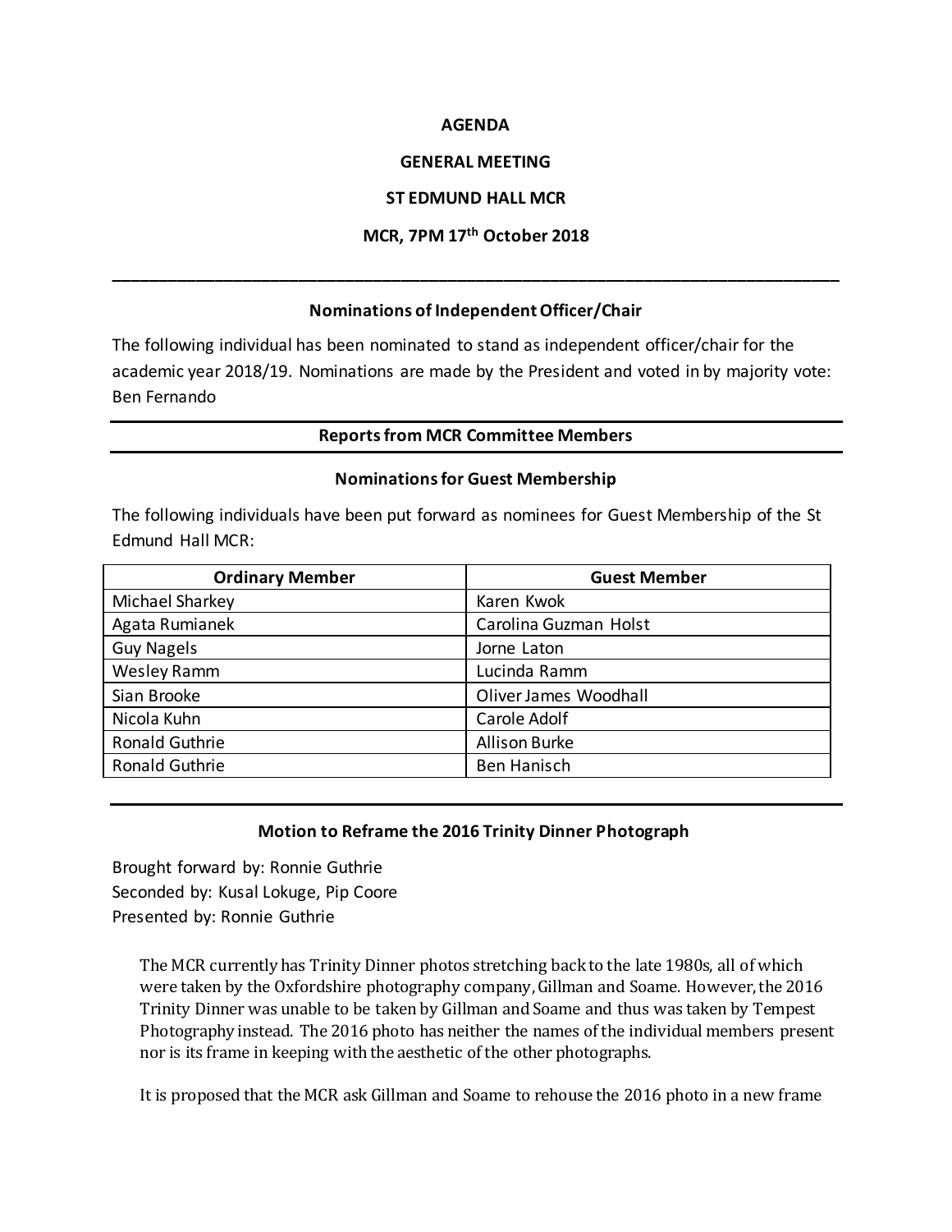**AGENDA**

**GENERAL MEETING**

**ST EDMUND HALL MCR**

**MCR, 7PM 17th October 2018**

---

### Nominations of Independent Officer/Chair

The following individual has been nominated to stand as independent officer/chair for the academic year 2018/19. Nominations are made by the President and voted in by majority vote: Ben Fernando

---

### Reports from MCR Committee Members

---

### Nominations for Guest Membership

The following individuals have been put forward as nominees for Guest Membership of the St Edmund Hall MCR:

| Ordinary Member | Guest Member |
|---|---|
| Michael Sharkey | Karen Kwok |
| Agata Rumianek | Carolina Guzman Holst |
| Guy Nagels | Jorne Laton |
| Wesley Ramm | Lucinda Ramm |
| Sian Brooke | Oliver James Woodhall |
| Nicola Kuhn | Carole Adolf |
| Ronald Guthrie | Allison Burke |
| Ronald Guthrie | Ben Hanisch |

---

### Motion to Reframe the 2016 Trinity Dinner Photograph

Brought forward by: Ronnie Guthrie
Seconded by: Kusal Lokuge, Pip Coore
Presented by: Ronnie Guthrie

The MCR currently has Trinity Dinner photos stretching back to the late 1980s, all of which were taken by the Oxfordshire photography company, Gillman and Soame. However, the 2016 Trinity Dinner was unable to be taken by Gillman and Soame and thus was taken by Tempest Photography instead. The 2016 photo has neither the names of the individual members present nor is its frame in keeping with the aesthetic of the other photographs.

It is proposed that the MCR ask Gillman and Soame to rehouse the 2016 photo in a new frame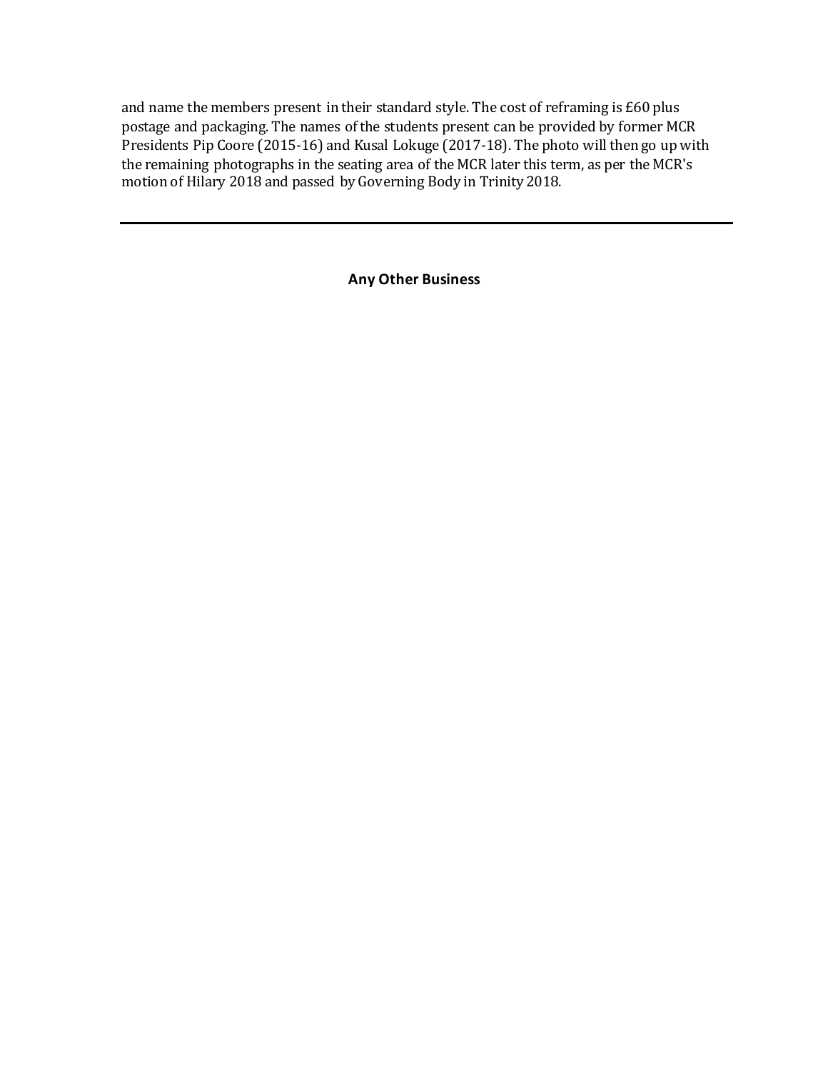and name the members present in their standard style. The cost of reframing is £60 plus postage and packaging. The names of the students present can be provided by former MCR Presidents Pip Coore (2015-16) and Kusal Lokuge (2017-18). The photo will then go up with the remaining photographs in the seating area of the MCR later this term, as per the MCR's motion of Hilary 2018 and passed by Governing Body in Trinity 2018.

---

**Any Other Business**